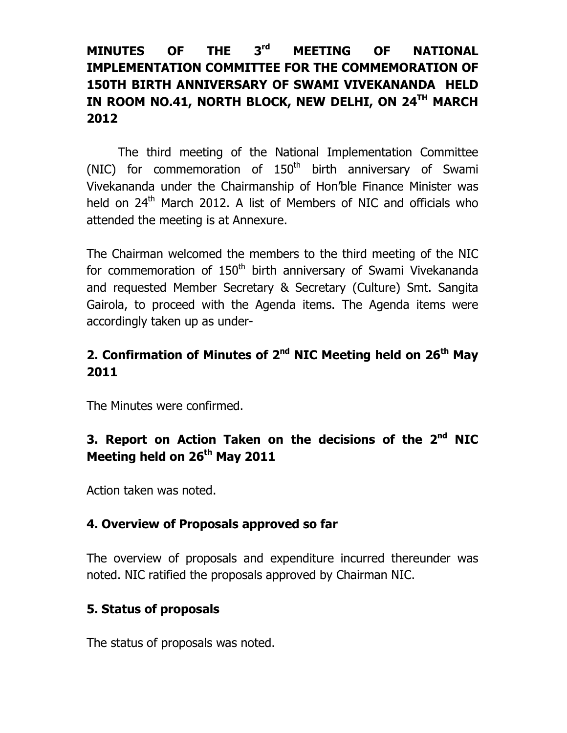# MINUTES OF THE 3rd MEETING OF NATIONAL IMPLEMENTATION COMMITTEE FOR THE COMMEMORATION OF 150TH BIRTH ANNIVERSARY OF SWAMI VIVEKANANDA HELD IN ROOM NO.41, NORTH BLOCK, NEW DELHI, ON 24TH MARCH 2012

The third meeting of the National Implementation Committee (NIC) for commemoration of 150th birth anniversary of Swami Vivekananda under the Chairmanship of Hon'ble Finance Minister was held on 24th March 2012. A list of Members of NIC and officials who attended the meeting is at Annexure.

The Chairman welcomed the members to the third meeting of the NIC for commemoration of 150th birth anniversary of Swami Vivekananda and requested Member Secretary & Secretary (Culture) Smt. Sangita Gairola, to proceed with the Agenda items. The Agenda items were accordingly taken up as under-

## 2. Confirmation of Minutes of 2nd NIC Meeting held on 26th May 2011

The Minutes were confirmed.

## 3. Report on Action Taken on the decisions of the 2nd NIC Meeting held on 26th May 2011

Action taken was noted.

## 4. Overview of Proposals approved so far

The overview of proposals and expenditure incurred thereunder was noted. NIC ratified the proposals approved by Chairman NIC.

## 5. Status of proposals

The status of proposals was noted.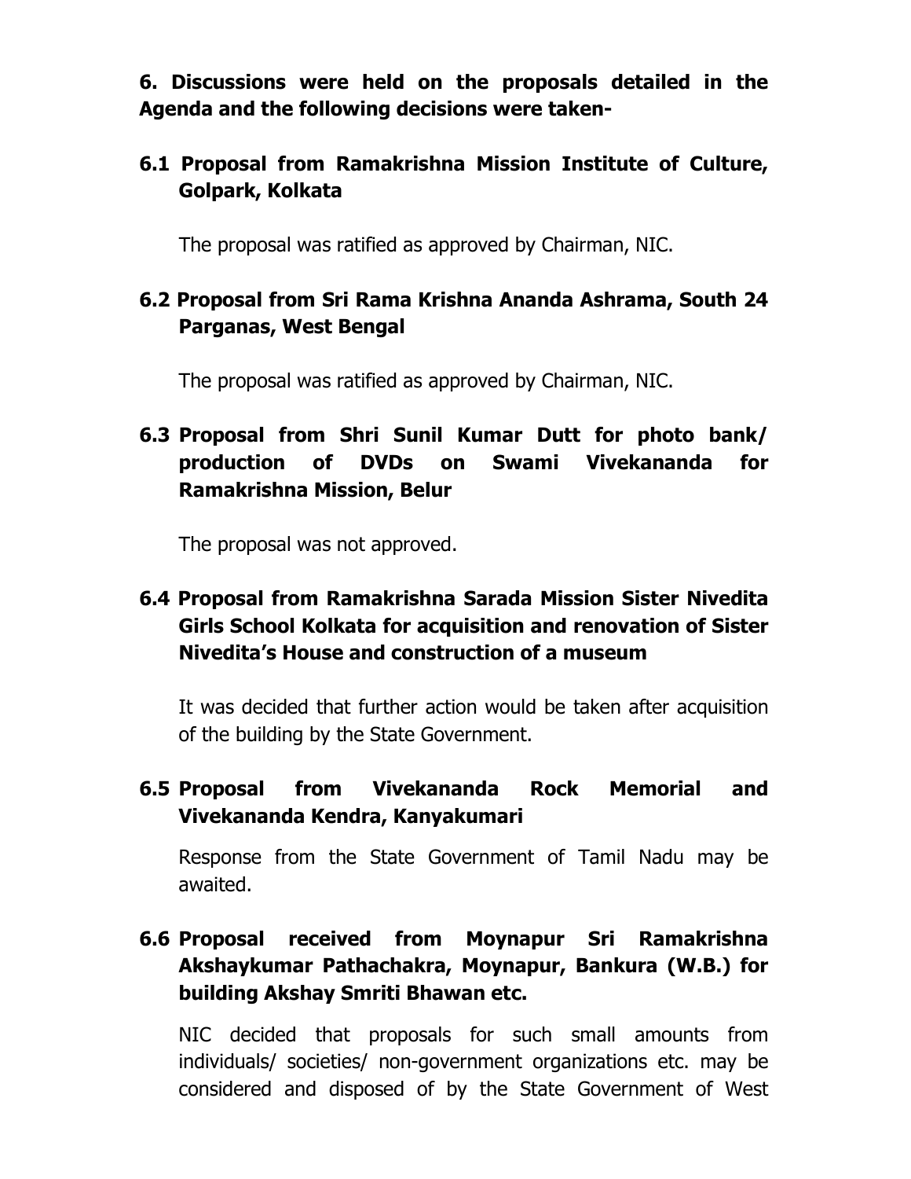**6. Discussions were held on the proposals detailed in the Agenda and the following decisions were taken-**

**6.1 Proposal from Ramakrishna Mission Institute of Culture, Golpark, Kolkata**

The proposal was ratified as approved by Chairman, NIC.

**6.2 Proposal from Sri Rama Krishna Ananda Ashrama, South 24 Parganas, West Bengal**

The proposal was ratified as approved by Chairman, NIC.

**6.3 Proposal from Shri Sunil Kumar Dutt for photo bank/ production of DVDs on Swami Vivekananda for Ramakrishna Mission, Belur**

The proposal was not approved.

**6.4 Proposal from Ramakrishna Sarada Mission Sister Nivedita Girls School Kolkata for acquisition and renovation of Sister Nivedita's House and construction of a museum**

It was decided that further action would be taken after acquisition of the building by the State Government.

**6.5 Proposal from Vivekananda Rock Memorial and Vivekananda Kendra, Kanyakumari**

Response from the State Government of Tamil Nadu may be awaited.

**6.6 Proposal received from Moynapur Sri Ramakrishna Akshaykumar Pathachakra, Moynapur, Bankura (W.B.) for building Akshay Smriti Bhawan etc.**

NIC decided that proposals for such small amounts from individuals/ societies/ non-government organizations etc. may be considered and disposed of by the State Government of West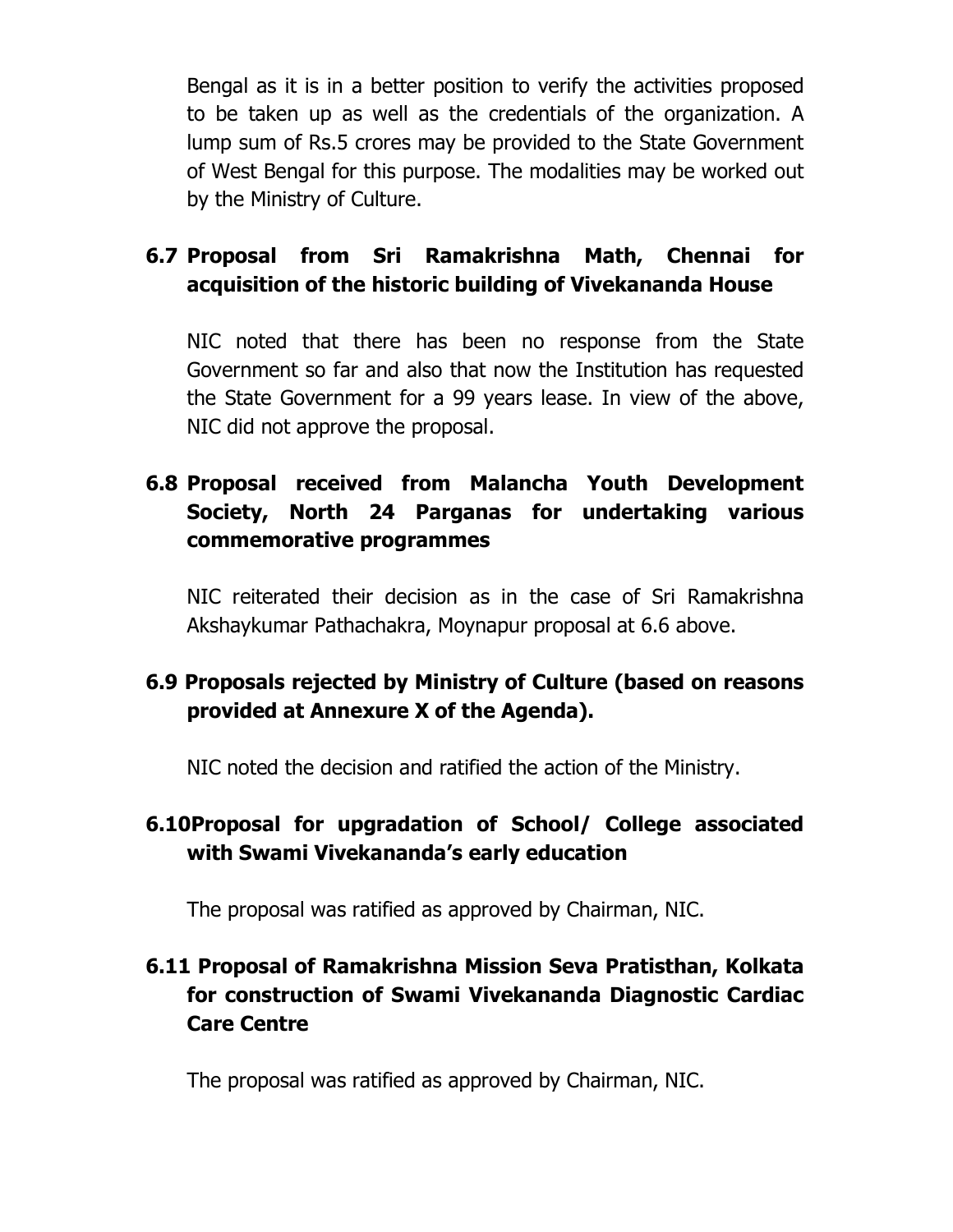Bengal as it is in a better position to verify the activities proposed to be taken up as well as the credentials of the organization. A lump sum of Rs.5 crores may be provided to the State Government of West Bengal for this purpose. The modalities may be worked out by the Ministry of Culture.

### 6.7 Proposal from Sri Ramakrishna Math, Chennai for acquisition of the historic building of Vivekananda House

NIC noted that there has been no response from the State Government so far and also that now the Institution has requested the State Government for a 99 years lease. In view of the above, NIC did not approve the proposal.

### 6.8 Proposal received from Malancha Youth Development Society, North 24 Parganas for undertaking various commemorative programmes

NIC reiterated their decision as in the case of Sri Ramakrishna Akshaykumar Pathachakra, Moynapur proposal at 6.6 above.

### 6.9 Proposals rejected by Ministry of Culture (based on reasons provided at Annexure X of the Agenda).

NIC noted the decision and ratified the action of the Ministry.

### 6.10 Proposal for upgradation of School/ College associated with Swami Vivekananda's early education

The proposal was ratified as approved by Chairman, NIC.

### 6.11 Proposal of Ramakrishna Mission Seva Pratisthan, Kolkata for construction of Swami Vivekananda Diagnostic Cardiac Care Centre

The proposal was ratified as approved by Chairman, NIC.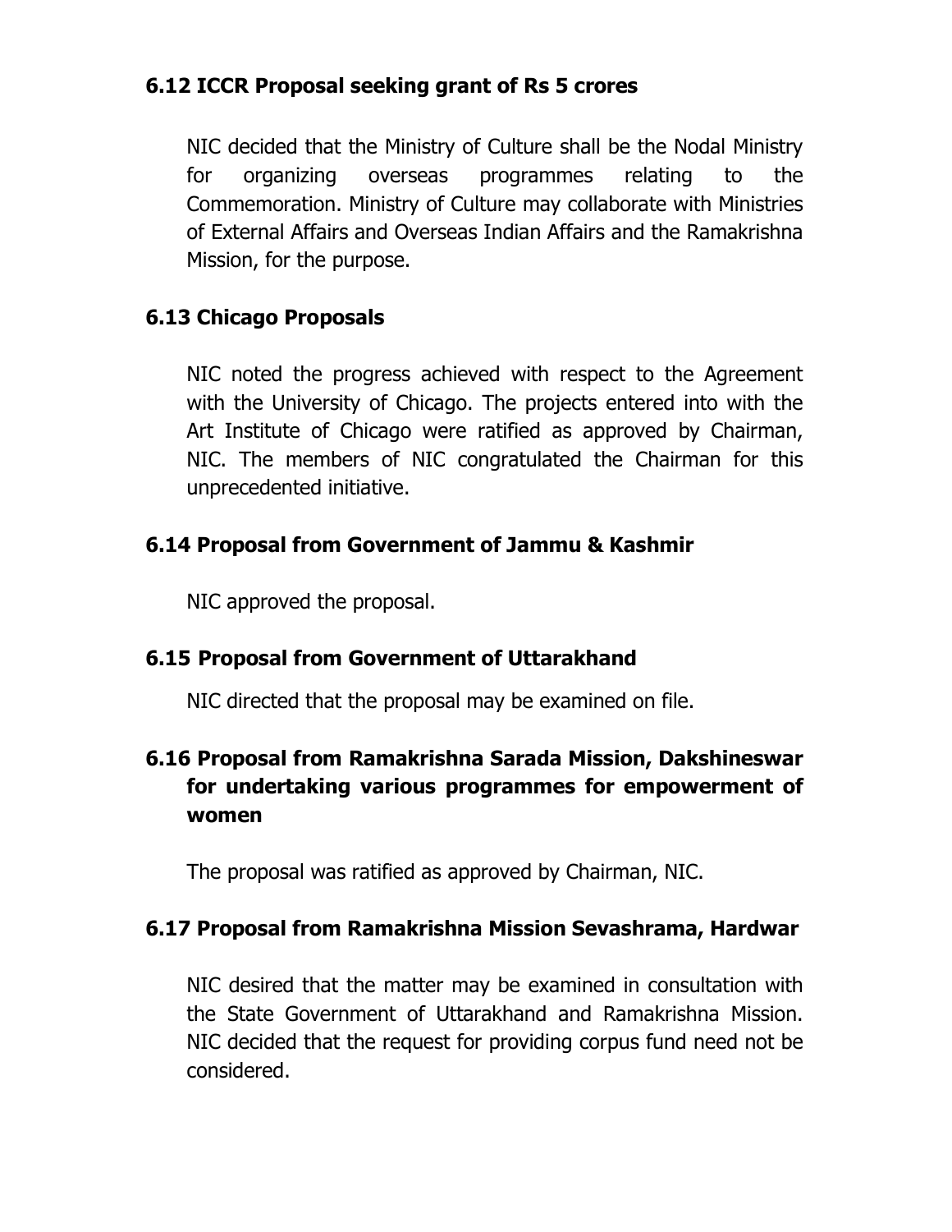### 6.12 ICCR Proposal seeking grant of Rs 5 crores

NIC decided that the Ministry of Culture shall be the Nodal Ministry for organizing overseas programmes relating to the Commemoration. Ministry of Culture may collaborate with Ministries of External Affairs and Overseas Indian Affairs and the Ramakrishna Mission, for the purpose.

### 6.13 Chicago Proposals

NIC noted the progress achieved with respect to the Agreement with the University of Chicago. The projects entered into with the Art Institute of Chicago were ratified as approved by Chairman, NIC. The members of NIC congratulated the Chairman for this unprecedented initiative.

### 6.14 Proposal from Government of Jammu & Kashmir

NIC approved the proposal.

### 6.15 Proposal from Government of Uttarakhand

NIC directed that the proposal may be examined on file.

### 6.16 Proposal from Ramakrishna Sarada Mission, Dakshineswar for undertaking various programmes for empowerment of women

The proposal was ratified as approved by Chairman, NIC.

### 6.17 Proposal from Ramakrishna Mission Sevashrama, Hardwar

NIC desired that the matter may be examined in consultation with the State Government of Uttarakhand and Ramakrishna Mission. NIC decided that the request for providing corpus fund need not be considered.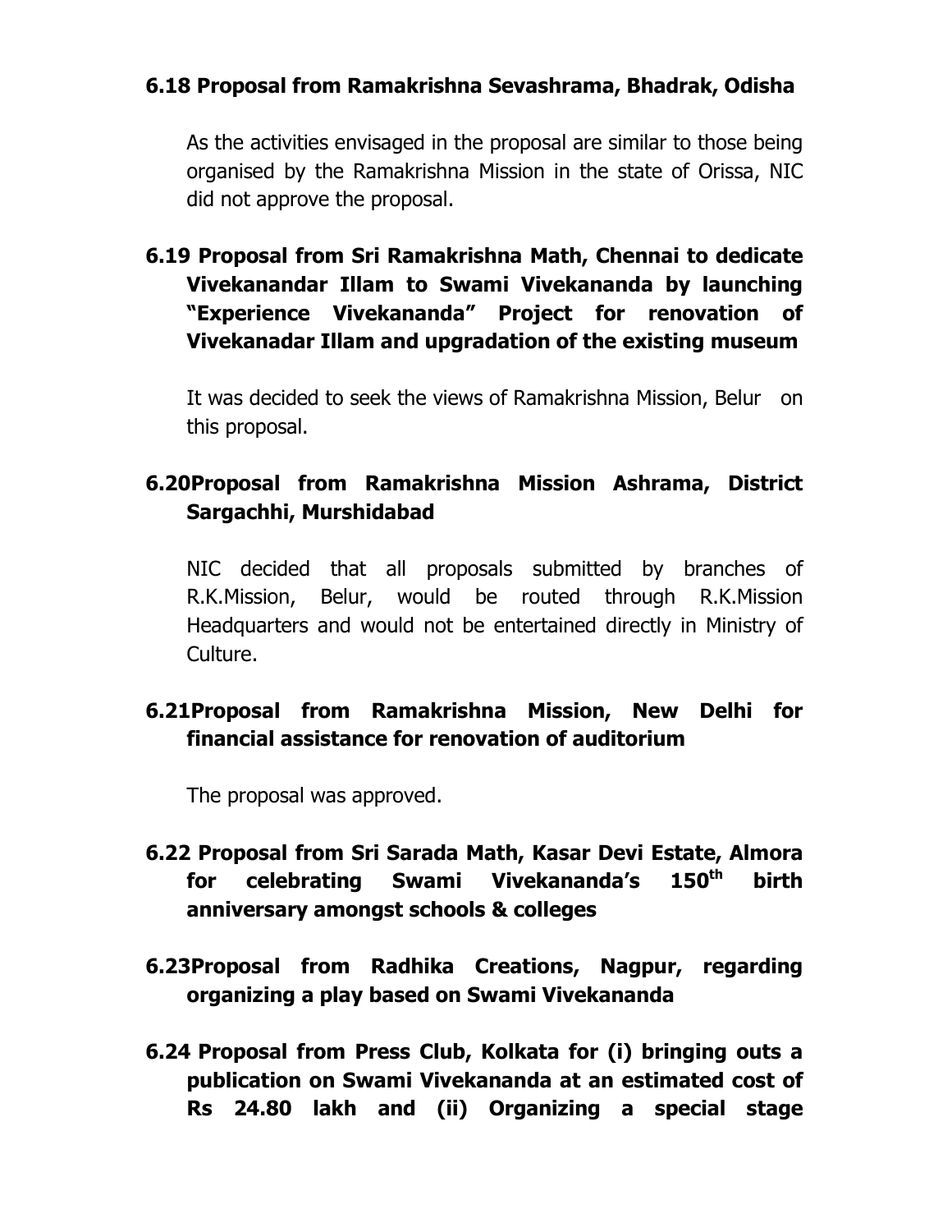### 6.18 Proposal from Ramakrishna Sevashrama, Bhadrak, Odisha

As the activities envisaged in the proposal are similar to those being organised by the Ramakrishna Mission in the state of Orissa, NIC did not approve the proposal.

### 6.19 Proposal from Sri Ramakrishna Math, Chennai to dedicate Vivekanandar Illam to Swami Vivekananda by launching "Experience Vivekananda" Project for renovation of Vivekanadar Illam and upgradation of the existing museum

It was decided to seek the views of Ramakrishna Mission, Belur on this proposal.

### 6.20 Proposal from Ramakrishna Mission Ashrama, District Sargachhi, Murshidabad

NIC decided that all proposals submitted by branches of R.K.Mission, Belur, would be routed through R.K.Mission Headquarters and would not be entertained directly in Ministry of Culture.

### 6.21 Proposal from Ramakrishna Mission, New Delhi for financial assistance for renovation of auditorium

The proposal was approved.

### 6.22 Proposal from Sri Sarada Math, Kasar Devi Estate, Almora for celebrating Swami Vivekananda's 150th birth anniversary amongst schools & colleges

### 6.23 Proposal from Radhika Creations, Nagpur, regarding organizing a play based on Swami Vivekananda

### 6.24 Proposal from Press Club, Kolkata for (i) bringing outs a publication on Swami Vivekananda at an estimated cost of Rs 24.80 lakh and (ii) Organizing a special stage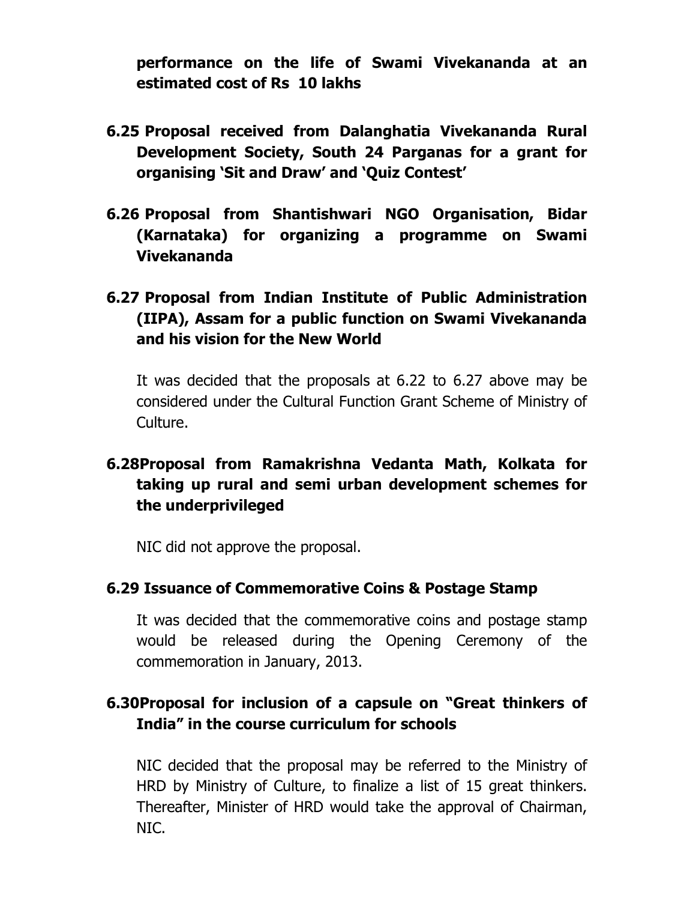**performance on the life of Swami Vivekananda at an estimated cost of Rs 10 lakhs**

**6.25 Proposal received from Dalanghatia Vivekananda Rural Development Society, South 24 Parganas for a grant for organising 'Sit and Draw' and 'Quiz Contest'**

**6.26 Proposal from Shantishwari NGO Organisation, Bidar (Karnataka) for organizing a programme on Swami Vivekananda**

**6.27 Proposal from Indian Institute of Public Administration (IIPA), Assam for a public function on Swami Vivekananda and his vision for the New World**

It was decided that the proposals at 6.22 to 6.27 above may be considered under the Cultural Function Grant Scheme of Ministry of Culture.

**6.28 Proposal from Ramakrishna Vedanta Math, Kolkata for taking up rural and semi urban development schemes for the underprivileged**

NIC did not approve the proposal.

**6.29 Issuance of Commemorative Coins & Postage Stamp**

It was decided that the commemorative coins and postage stamp would be released during the Opening Ceremony of the commemoration in January, 2013.

**6.30 Proposal for inclusion of a capsule on "Great thinkers of India" in the course curriculum for schools**

NIC decided that the proposal may be referred to the Ministry of HRD by Ministry of Culture, to finalize a list of 15 great thinkers. Thereafter, Minister of HRD would take the approval of Chairman, NIC.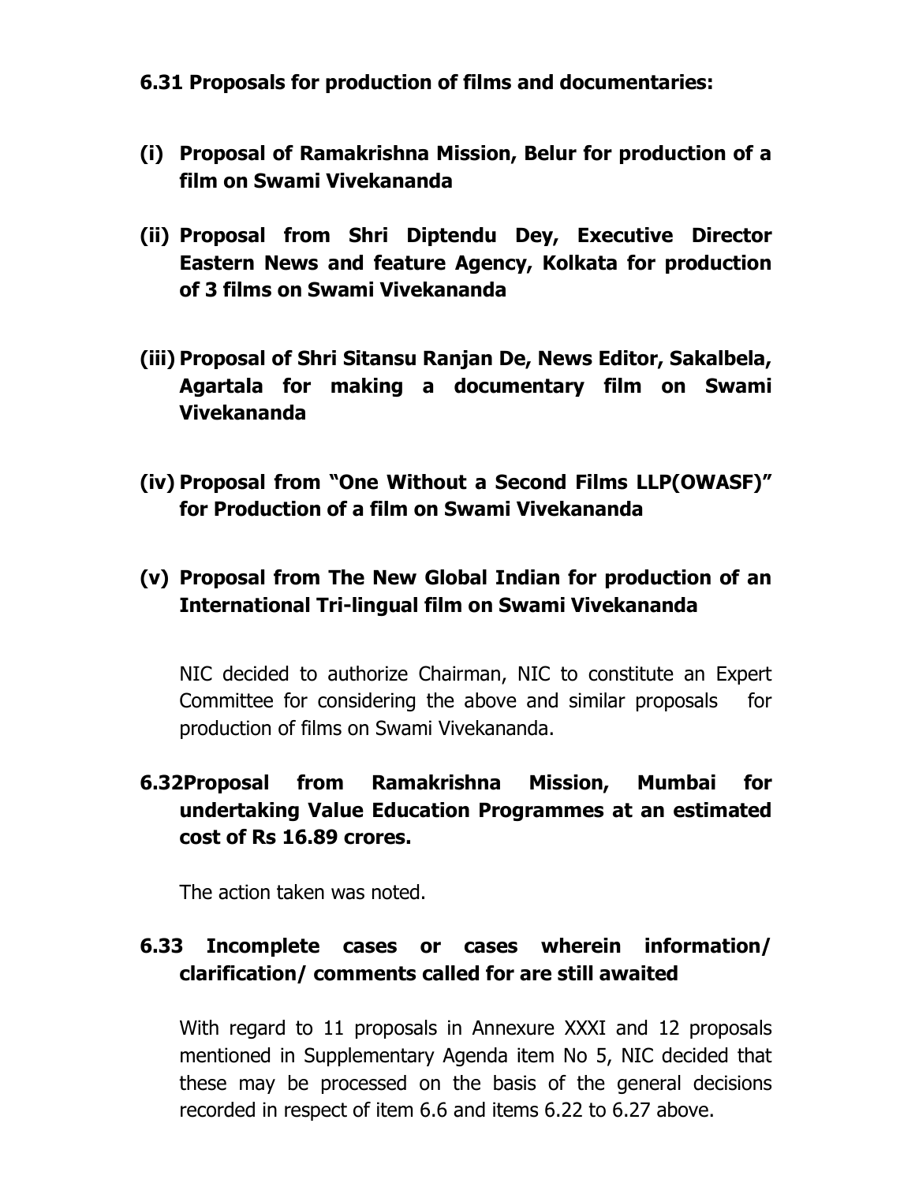**6.31 Proposals for production of films and documentaries:**

**(i) Proposal of Ramakrishna Mission, Belur for production of a film on Swami Vivekananda**

**(ii) Proposal from Shri Diptendu Dey, Executive Director Eastern News and feature Agency, Kolkata for production of 3 films on Swami Vivekananda**

**(iii) Proposal of Shri Sitansu Ranjan De, News Editor, Sakalbela, Agartala for making a documentary film on Swami Vivekananda**

**(iv) Proposal from "One Without a Second Films LLP(OWASF)" for Production of a film on Swami Vivekananda**

**(v) Proposal from The New Global Indian for production of an International Tri-lingual film on Swami Vivekananda**

NIC decided to authorize Chairman, NIC to constitute an Expert Committee for considering the above and similar proposals for production of films on Swami Vivekananda.

**6.32 Proposal from Ramakrishna Mission, Mumbai for undertaking Value Education Programmes at an estimated cost of Rs 16.89 crores.**

The action taken was noted.

**6.33 Incomplete cases or cases wherein information/ clarification/ comments called for are still awaited**

With regard to 11 proposals in Annexure XXXI and 12 proposals mentioned in Supplementary Agenda item No 5, NIC decided that these may be processed on the basis of the general decisions recorded in respect of item 6.6 and items 6.22 to 6.27 above.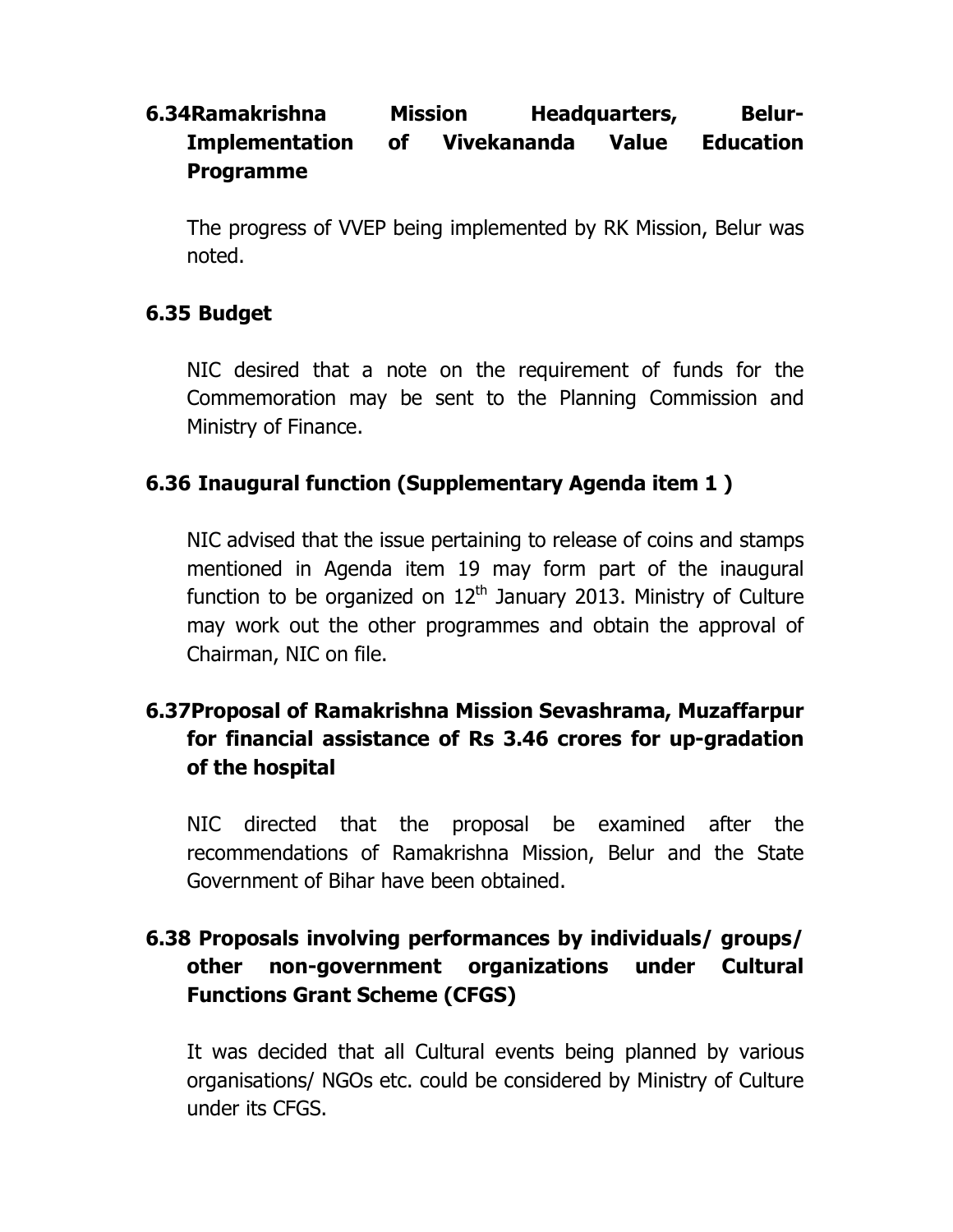### 6.34 Ramakrishna Mission Headquarters, Belur-Implementation of Vivekananda Value Education Programme

The progress of VVEP being implemented by RK Mission, Belur was noted.

### 6.35 Budget

NIC desired that a note on the requirement of funds for the Commemoration may be sent to the Planning Commission and Ministry of Finance.

### 6.36 Inaugural function (Supplementary Agenda item 1 )

NIC advised that the issue pertaining to release of coins and stamps mentioned in Agenda item 19 may form part of the inaugural function to be organized on 12th January 2013. Ministry of Culture may work out the other programmes and obtain the approval of Chairman, NIC on file.

### 6.37 Proposal of Ramakrishna Mission Sevashrama, Muzaffarpur for financial assistance of Rs 3.46 crores for up-gradation of the hospital

NIC directed that the proposal be examined after the recommendations of Ramakrishna Mission, Belur and the State Government of Bihar have been obtained.

### 6.38 Proposals involving performances by individuals/ groups/ other non-government organizations under Cultural Functions Grant Scheme (CFGS)

It was decided that all Cultural events being planned by various organisations/ NGOs etc. could be considered by Ministry of Culture under its CFGS.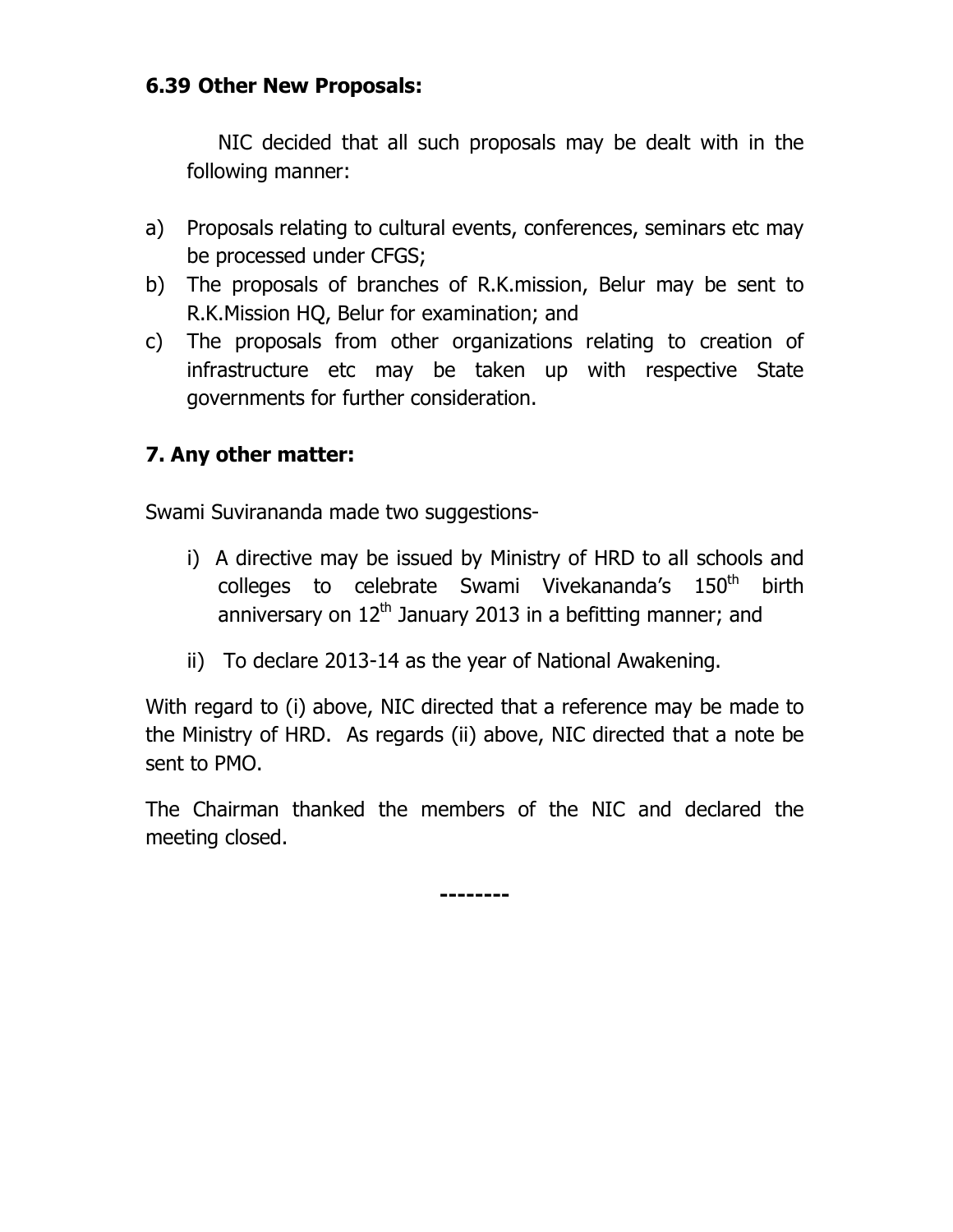### 6.39 Other New Proposals:

NIC decided that all such proposals may be dealt with in the following manner:

a) Proposals relating to cultural events, conferences, seminars etc may be processed under CFGS;
b) The proposals of branches of R.K.mission, Belur may be sent to R.K.Mission HQ, Belur for examination; and
c) The proposals from other organizations relating to creation of infrastructure etc may be taken up with respective State governments for further consideration.

### 7. Any other matter:

Swami Suvirananda made two suggestions-

i) A directive may be issued by Ministry of HRD to all schools and colleges to celebrate Swami Vivekananda's 150th birth anniversary on 12th January 2013 in a befitting manner; and

ii) To declare 2013-14 as the year of National Awakening.

With regard to (i) above, NIC directed that a reference may be made to the Ministry of HRD. As regards (ii) above, NIC directed that a note be sent to PMO.

The Chairman thanked the members of the NIC and declared the meeting closed.

--------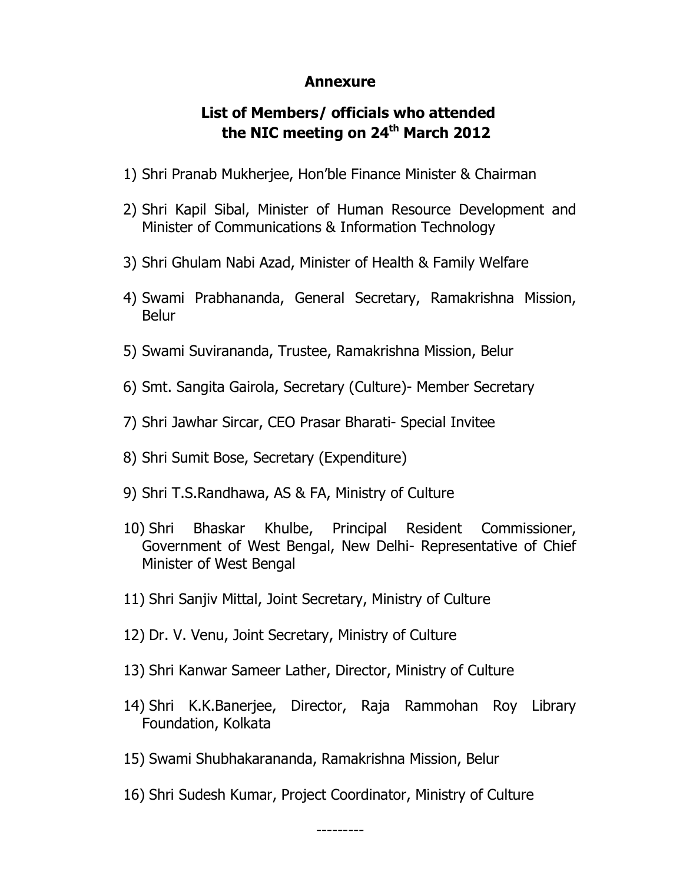**Annexure**

**List of Members/ officials who attended the NIC meeting on 24th March 2012**

1) Shri Pranab Mukherjee, Hon'ble Finance Minister & Chairman

2) Shri Kapil Sibal, Minister of Human Resource Development and Minister of Communications & Information Technology

3) Shri Ghulam Nabi Azad, Minister of Health & Family Welfare

4) Swami Prabhananda, General Secretary, Ramakrishna Mission, Belur

5) Swami Suvirananda, Trustee, Ramakrishna Mission, Belur

6) Smt. Sangita Gairola, Secretary (Culture)- Member Secretary

7) Shri Jawhar Sircar, CEO Prasar Bharati- Special Invitee

8) Shri Sumit Bose, Secretary (Expenditure)

9) Shri T.S.Randhawa, AS & FA, Ministry of Culture

10) Shri Bhaskar Khulbe, Principal Resident Commissioner, Government of West Bengal, New Delhi- Representative of Chief Minister of West Bengal

11) Shri Sanjiv Mittal, Joint Secretary, Ministry of Culture

12) Dr. V. Venu, Joint Secretary, Ministry of Culture

13) Shri Kanwar Sameer Lather, Director, Ministry of Culture

14) Shri K.K.Banerjee, Director, Raja Rammohan Roy Library Foundation, Kolkata

15) Swami Shubhakarananda, Ramakrishna Mission, Belur

16) Shri Sudesh Kumar, Project Coordinator, Ministry of Culture

---------